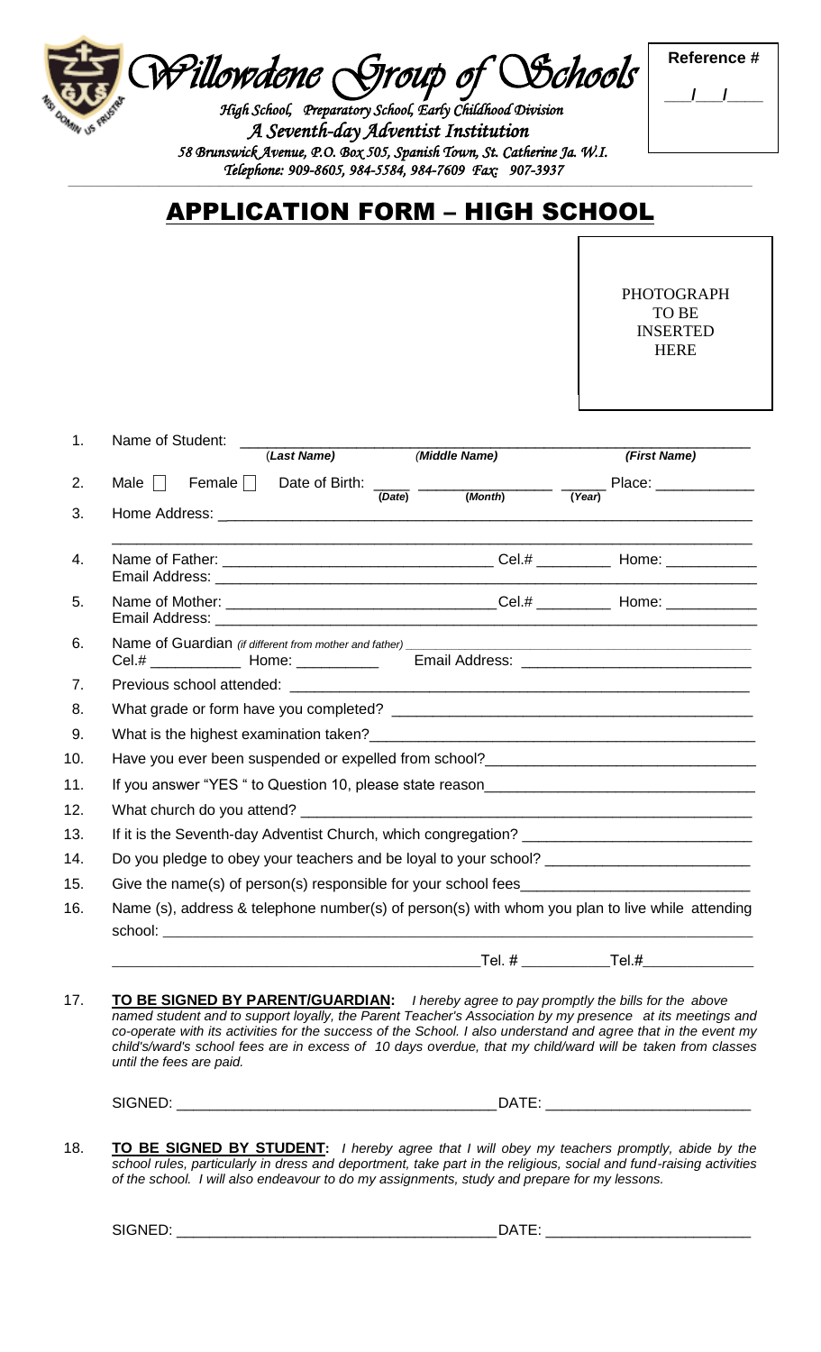# Willowdene Group of Schools

*High School, Preparatory School, Early Childhood Division*

*A Seventh-day Adventist Institution*

*58 Brunswick Avenue, P.O. Box 505, Spanish Town, St. Catherine Ja. W.I.*

*Telephone: 909-8605, 984-5584, 984-7609 Fax: 907-3937*

**Reference #**

___/___/____

## APPLICATION FORM – HIGH SCHOOL

PHOTOGRAPH TO BE INSERTED HERE

1. Name of Student: ______________________________________________
   (*Last Name*) (*Middle Name*) (*First Name*)
2. Male ☐ Female ☐ Date of Birth: ____ ________ ______ Place: ____________
   (*Date*) (*Month*) (*Year*)
3. Home Address: ______________________________________________
4. Name of Father: ______________________ Cel.# _________ Home: ___________
   Email Address: ______________________________________________
5. Name of Mother: ______________________ Cel.# _________ Home: ___________
   Email Address: ______________________________________________
6. Name of Guardian *(if different from mother and father)* ______________________
   Cel.# ___________ Home: __________ Email Address: ___________________________
7. Previous school attended: ______________________________________________
8. What grade or form have you completed? ______________________________________________
9. What is the highest examination taken?______________________________________________
10. Have you ever been suspended or expelled from school?______________________________
11. If you answer "YES " to Question 10, please state reason______________________________
12. What church do you attend? ______________________________________________
13. If it is the Seventh-day Adventist Church, which congregation? ___________________________
14. Do you pledge to obey your teachers and be loyal to your school? ________________________
15. Give the name(s) of person(s) responsible for your school fees__________________________
16. Name (s), address & telephone number(s) of person(s) with whom you plan to live while attending school: ______________________________________________
    ______________________________________________Tel. # ___________Tel.#______________
17. **TO BE SIGNED BY PARENT/GUARDIAN:** *I hereby agree to pay promptly the bills for the above named student and to support loyally, the Parent Teacher's Association by my presence at its meetings and co-operate with its activities for the success of the School. I also understand and agree that in the event my child's/ward's school fees are in excess of 10 days overdue, that my child/ward will be taken from classes until the fees are paid.*

    SIGNED: ______________________________________ DATE: _________________________

18. **TO BE SIGNED BY STUDENT:** *I hereby agree that I will obey my teachers promptly, abide by the school rules, particularly in dress and deportment, take part in the religious, social and fund-raising activities of the school. I will also endeavour to do my assignments, study and prepare for my lessons.*

    SIGNED: ______________________________________ DATE: _________________________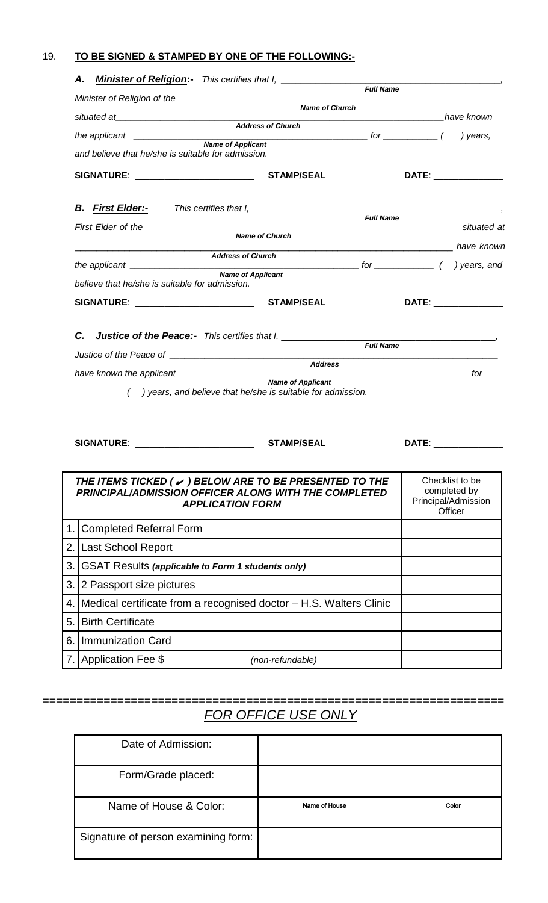19. **TO BE SIGNED & STAMPED BY ONE OF THE FOLLOWING:-**

***A. Minister of Religion:-*** *This certifies that I, \_\_\_\_\_\_\_\_\_\_\_\_\_\_\_\_\_\_\_\_\_\_\_\_\_\_\_\_\_\_\_\_\_\_\_\_\_\_\_\_\_\_,*
**Full Name**

*Minister of Religion of the \_\_\_\_\_\_\_\_\_\_\_\_\_\_\_\_\_\_\_\_\_\_\_\_\_\_\_\_\_\_\_\_\_\_\_\_\_\_\_\_\_\_\_\_\_\_\_\_\_\_\_\_\_\_*
**Name of Church**

*situated at\_\_\_\_\_\_\_\_\_\_\_\_\_\_\_\_\_\_\_\_\_\_\_\_\_\_\_\_\_\_\_\_\_\_\_\_\_\_\_\_\_\_\_\_\_\_\_\_\_\_\_\_\_\_have known*
**Address of Church**

*the applicant \_\_\_\_\_\_\_\_\_\_\_\_\_\_\_\_\_\_\_\_\_\_\_\_\_\_\_\_\_\_\_\_\_\_\_\_ for \_\_\_\_\_\_\_\_\_ (   ) years,*
**Name of Applicant**

*and believe that he/she is suitable for admission.*

**SIGNATURE**: \_\_\_\_\_\_\_\_\_\_\_\_\_\_\_\_\_\_\_\_ **STAMP/SEAL** **DATE**: \_\_\_\_\_\_\_\_\_\_\_\_

***B. First Elder:-*** *This certifies that I, \_\_\_\_\_\_\_\_\_\_\_\_\_\_\_\_\_\_\_\_\_\_\_\_\_\_\_\_\_\_\_\_\_\_\_\_\_\_\_\_\_\_\_\_\_\_,*
**Full Name**

*First Elder of the \_\_\_\_\_\_\_\_\_\_\_\_\_\_\_\_\_\_\_\_\_\_\_\_\_\_\_\_\_\_\_\_\_\_\_\_\_\_\_\_\_\_\_\_\_\_\_\_\_\_\_\_ situated at*
**Name of Church**

*\_\_\_\_\_\_\_\_\_\_\_\_\_\_\_\_\_\_\_\_\_\_\_\_\_\_\_\_\_\_\_\_\_\_\_\_\_\_\_\_\_\_\_\_\_\_\_\_\_\_\_\_\_\_\_\_\_\_\_\_\_\_ have known*
**Address of Church**

*the applicant \_\_\_\_\_\_\_\_\_\_\_\_\_\_\_\_\_\_\_\_\_\_\_\_\_\_\_\_\_\_\_\_\_\_\_\_ for \_\_\_\_\_\_\_\_\_\_ (   ) years, and*
**Name of Applicant**

*believe that he/she is suitable for admission.*

**SIGNATURE**: \_\_\_\_\_\_\_\_\_\_\_\_\_\_\_\_\_\_\_\_ **STAMP/SEAL** **DATE**: \_\_\_\_\_\_\_\_\_\_\_\_

***C. Justice of the Peace:-*** *This certifies that I, \_\_\_\_\_\_\_\_\_\_\_\_\_\_\_\_\_\_\_\_\_\_\_\_\_\_\_\_\_\_\_\_\_\_\_\_\_\_\_\_,*
**Full Name**

*Justice of the Peace of \_\_\_\_\_\_\_\_\_\_\_\_\_\_\_\_\_\_\_\_\_\_\_\_\_\_\_\_\_\_\_\_\_\_\_\_\_\_\_\_\_\_\_\_\_\_\_\_\_\_\_\_\_\_\_\_\_*
**Address**

*have known the applicant \_\_\_\_\_\_\_\_\_\_\_\_\_\_\_\_\_\_\_\_\_\_\_\_\_\_\_\_\_\_\_\_\_\_\_\_\_\_\_\_\_\_\_\_\_\_\_\_\_\_\_\_ for*
**Name of Applicant**

*\_\_\_\_\_\_\_\_\_ (   ) years, and believe that he/she is suitable for admission.*

**SIGNATURE**: \_\_\_\_\_\_\_\_\_\_\_\_\_\_\_\_\_\_\_\_ **STAMP/SEAL** **DATE**: \_\_\_\_\_\_\_\_\_\_\_\_

| | ***THE ITEMS TICKED ( ✔ ) BELOW ARE TO BE PRESENTED TO THE PRINCIPAL/ADMISSION OFFICER ALONG WITH THE COMPLETED APPLICATION FORM*** | Checklist to be completed by Principal/Admission Officer |
|---|---|---|
| 1. | Completed Referral Form | |
| 2. | Last School Report | |
| 3. | GSAT Results ***(applicable to Form 1 students only)*** | |
| 3. | 2 Passport size pictures | |
| 4. | Medical certificate from a recognised doctor – H.S. Walters Clinic | |
| 5. | Birth Certificate | |
| 6. | Immunization Card | |
| 7. | Application Fee $ *(non-refundable)* | |

================================================================

## *FOR OFFICE USE ONLY*

| | |
|---|---|
| Date of Admission: | |
| Form/Grade placed: | |
| Name of House & Color: | Name of House Color |
| Signature of person examining form: | |